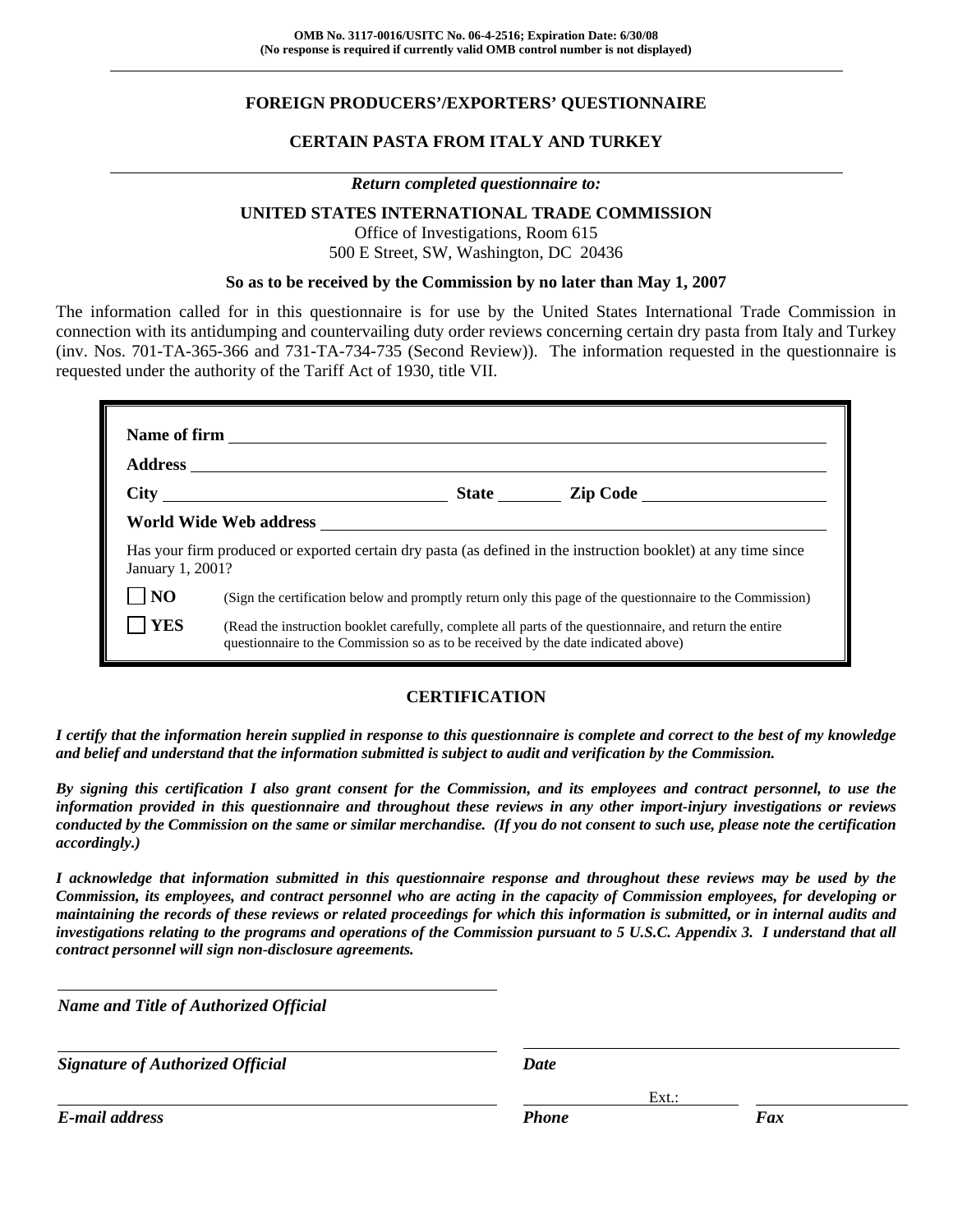OMB No. 3117-0016/USITC No. 06-4-2516; Expiration Date: 6/30/08
(No response is required if currently valid OMB control number is not displayed)

# FOREIGN PRODUCERS'/EXPORTERS' QUESTIONNAIRE

## CERTAIN PASTA FROM ITALY AND TURKEY

***Return completed questionnaire to:***

**UNITED STATES INTERNATIONAL TRADE COMMISSION**
Office of Investigations, Room 615
500 E Street, SW, Washington, DC 20436

**So as to be received by the Commission by no later than May 1, 2007**

The information called for in this questionnaire is for use by the United States International Trade Commission in connection with its antidumping and countervailing duty order reviews concerning certain dry pasta from Italy and Turkey (inv. Nos. 701-TA-365-366 and 731-TA-734-735 (Second Review)). The information requested in the questionnaire is requested under the authority of the Tariff Act of 1930, title VII.

**Name of firm** ______________________________

**Address** ______________________________

**City** ____________ **State** ______ **Zip Code** ____________

**World Wide Web address** ______________________________

Has your firm produced or exported certain dry pasta (as defined in the instruction booklet) at any time since January 1, 2001?

☐ **NO** (Sign the certification below and promptly return only this page of the questionnaire to the Commission)

☐ **YES** (Read the instruction booklet carefully, complete all parts of the questionnaire, and return the entire questionnaire to the Commission so as to be received by the date indicated above)

## CERTIFICATION

***I certify that the information herein supplied in response to this questionnaire is complete and correct to the best of my knowledge and belief and understand that the information submitted is subject to audit and verification by the Commission.***

***By signing this certification I also grant consent for the Commission, and its employees and contract personnel, to use the information provided in this questionnaire and throughout these reviews in any other import-injury investigations or reviews conducted by the Commission on the same or similar merchandise. (If you do not consent to such use, please note the certification accordingly.)***

***I acknowledge that information submitted in this questionnaire response and throughout these reviews may be used by the Commission, its employees, and contract personnel who are acting in the capacity of Commission employees, for developing or maintaining the records of these reviews or related proceedings for which this information is submitted, or in internal audits and investigations relating to the programs and operations of the Commission pursuant to 5 U.S.C. Appendix 3. I understand that all contract personnel will sign non-disclosure agreements.***

______________________________
***Name and Title of Authorized Official***

______________________________ ______________________________
***Signature of Authorized Official*** ***Date***

______________________________ ____________ Ext.: ______ ____________
***E-mail address*** ***Phone*** ***Fax***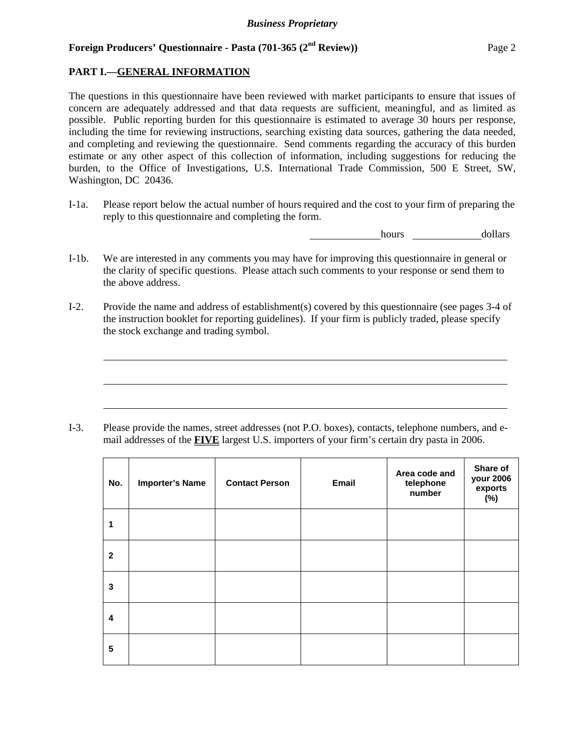**PART I.—GENERAL INFORMATION**

The questions in this questionnaire have been reviewed with market participants to ensure that issues of concern are adequately addressed and that data requests are sufficient, meaningful, and as limited as possible. Public reporting burden for this questionnaire is estimated to average 30 hours per response, including the time for reviewing instructions, searching existing data sources, gathering the data needed, and completing and reviewing the questionnaire. Send comments regarding the accuracy of this burden estimate or any other aspect of this collection of information, including suggestions for reducing the burden, to the Office of Investigations, U.S. International Trade Commission, 500 E Street, SW, Washington, DC 20436.

I-1a. Please report below the actual number of hours required and the cost to your firm of preparing the reply to this questionnaire and completing the form.

\_\_\_\_\_\_\_\_\_\_\_\_\_ hours \_\_\_\_\_\_\_\_\_\_\_\_\_ dollars

I-1b. We are interested in any comments you may have for improving this questionnaire in general or the clarity of specific questions. Please attach such comments to your response or send them to the above address.

I-2. Provide the name and address of establishment(s) covered by this questionnaire (see pages 3-4 of the instruction booklet for reporting guidelines). If your firm is publicly traded, please specify the stock exchange and trading symbol.

\_\_\_\_\_\_\_\_\_\_\_\_\_\_\_\_\_\_\_\_\_\_\_\_\_\_\_\_\_\_\_\_\_\_\_\_\_\_\_\_\_\_\_\_\_\_\_\_\_\_\_\_\_\_\_\_\_\_\_\_\_\_\_\_\_\_\_\_

\_\_\_\_\_\_\_\_\_\_\_\_\_\_\_\_\_\_\_\_\_\_\_\_\_\_\_\_\_\_\_\_\_\_\_\_\_\_\_\_\_\_\_\_\_\_\_\_\_\_\_\_\_\_\_\_\_\_\_\_\_\_\_\_\_\_\_\_

\_\_\_\_\_\_\_\_\_\_\_\_\_\_\_\_\_\_\_\_\_\_\_\_\_\_\_\_\_\_\_\_\_\_\_\_\_\_\_\_\_\_\_\_\_\_\_\_\_\_\_\_\_\_\_\_\_\_\_\_\_\_\_\_\_\_\_\_

I-3. Please provide the names, street addresses (not P.O. boxes), contacts, telephone numbers, and e-mail addresses of the **FIVE** largest U.S. importers of your firm's certain dry pasta in 2006.

| No. | Importer's Name | Contact Person | Email | Area code and telephone number | Share of your 2006 exports (%) |
|---|---|---|---|---|---|
| 1 | | | | | |
| 2 | | | | | |
| 3 | | | | | |
| 4 | | | | | |
| 5 | | | | | |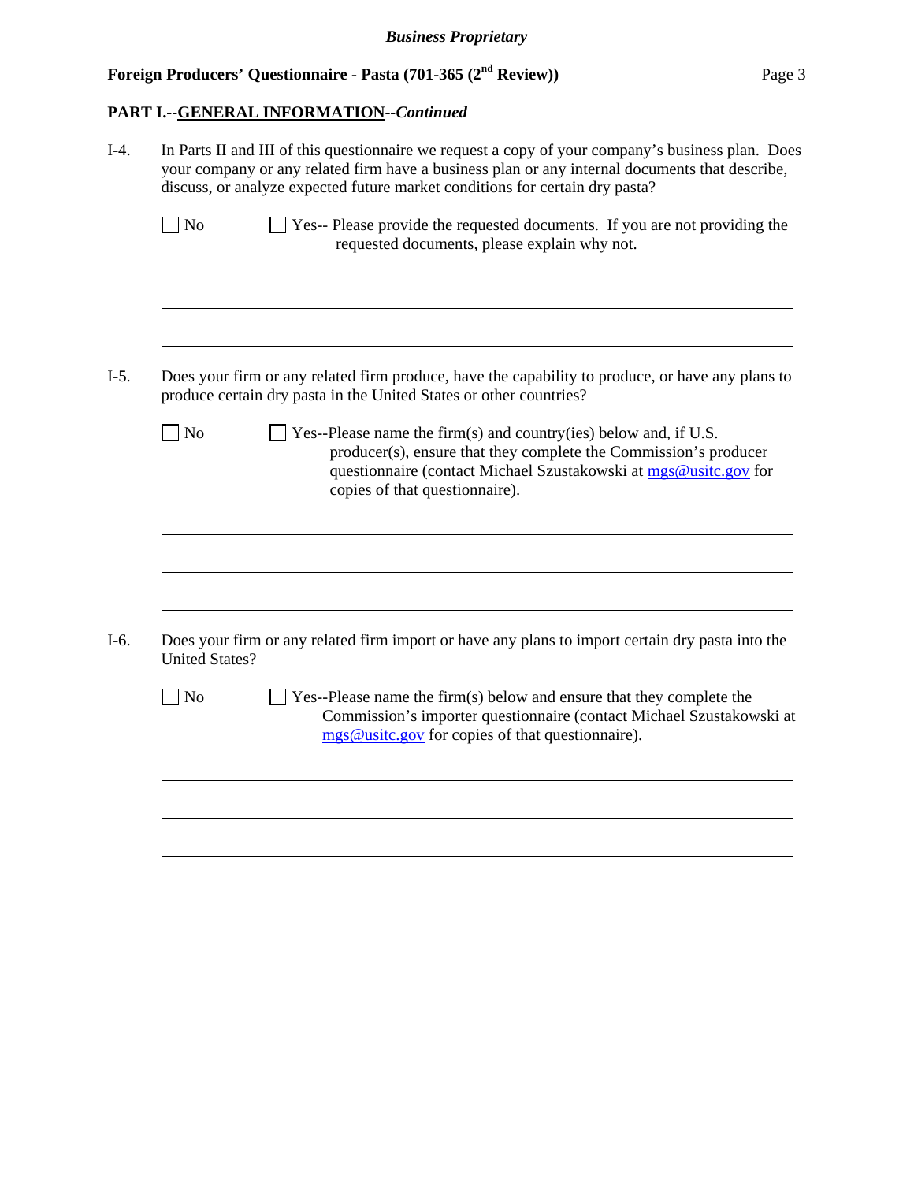**PART I.--GENERAL INFORMATION--*Continued***

I-4. In Parts II and III of this questionnaire we request a copy of your company's business plan. Does your company or any related firm have a business plan or any internal documents that describe, discuss, or analyze expected future market conditions for certain dry pasta?

☐ No ☐ Yes-- Please provide the requested documents. If you are not providing the requested documents, please explain why not.

\_\_\_\_\_\_\_\_\_\_\_\_\_\_\_\_\_\_\_\_\_\_\_\_\_\_\_\_\_\_\_\_\_\_\_\_\_\_\_\_\_\_\_\_\_\_\_\_\_\_\_\_\_\_\_\_\_\_\_\_\_\_\_\_\_\_\_\_\_\_\_\_

\_\_\_\_\_\_\_\_\_\_\_\_\_\_\_\_\_\_\_\_\_\_\_\_\_\_\_\_\_\_\_\_\_\_\_\_\_\_\_\_\_\_\_\_\_\_\_\_\_\_\_\_\_\_\_\_\_\_\_\_\_\_\_\_\_\_\_\_\_\_\_\_

I-5. Does your firm or any related firm produce, have the capability to produce, or have any plans to produce certain dry pasta in the United States or other countries?

☐ No ☐ Yes--Please name the firm(s) and country(ies) below and, if U.S. producer(s), ensure that they complete the Commission's producer questionnaire (contact Michael Szustakowski at mgs@usitc.gov for copies of that questionnaire).

\_\_\_\_\_\_\_\_\_\_\_\_\_\_\_\_\_\_\_\_\_\_\_\_\_\_\_\_\_\_\_\_\_\_\_\_\_\_\_\_\_\_\_\_\_\_\_\_\_\_\_\_\_\_\_\_\_\_\_\_\_\_\_\_\_\_\_\_\_\_\_\_

\_\_\_\_\_\_\_\_\_\_\_\_\_\_\_\_\_\_\_\_\_\_\_\_\_\_\_\_\_\_\_\_\_\_\_\_\_\_\_\_\_\_\_\_\_\_\_\_\_\_\_\_\_\_\_\_\_\_\_\_\_\_\_\_\_\_\_\_\_\_\_\_

\_\_\_\_\_\_\_\_\_\_\_\_\_\_\_\_\_\_\_\_\_\_\_\_\_\_\_\_\_\_\_\_\_\_\_\_\_\_\_\_\_\_\_\_\_\_\_\_\_\_\_\_\_\_\_\_\_\_\_\_\_\_\_\_\_\_\_\_\_\_\_\_

I-6. Does your firm or any related firm import or have any plans to import certain dry pasta into the United States?

☐ No ☐ Yes--Please name the firm(s) below and ensure that they complete the Commission's importer questionnaire (contact Michael Szustakowski at mgs@usitc.gov for copies of that questionnaire).

\_\_\_\_\_\_\_\_\_\_\_\_\_\_\_\_\_\_\_\_\_\_\_\_\_\_\_\_\_\_\_\_\_\_\_\_\_\_\_\_\_\_\_\_\_\_\_\_\_\_\_\_\_\_\_\_\_\_\_\_\_\_\_\_\_\_\_\_\_\_\_\_

\_\_\_\_\_\_\_\_\_\_\_\_\_\_\_\_\_\_\_\_\_\_\_\_\_\_\_\_\_\_\_\_\_\_\_\_\_\_\_\_\_\_\_\_\_\_\_\_\_\_\_\_\_\_\_\_\_\_\_\_\_\_\_\_\_\_\_\_\_\_\_\_

\_\_\_\_\_\_\_\_\_\_\_\_\_\_\_\_\_\_\_\_\_\_\_\_\_\_\_\_\_\_\_\_\_\_\_\_\_\_\_\_\_\_\_\_\_\_\_\_\_\_\_\_\_\_\_\_\_\_\_\_\_\_\_\_\_\_\_\_\_\_\_\_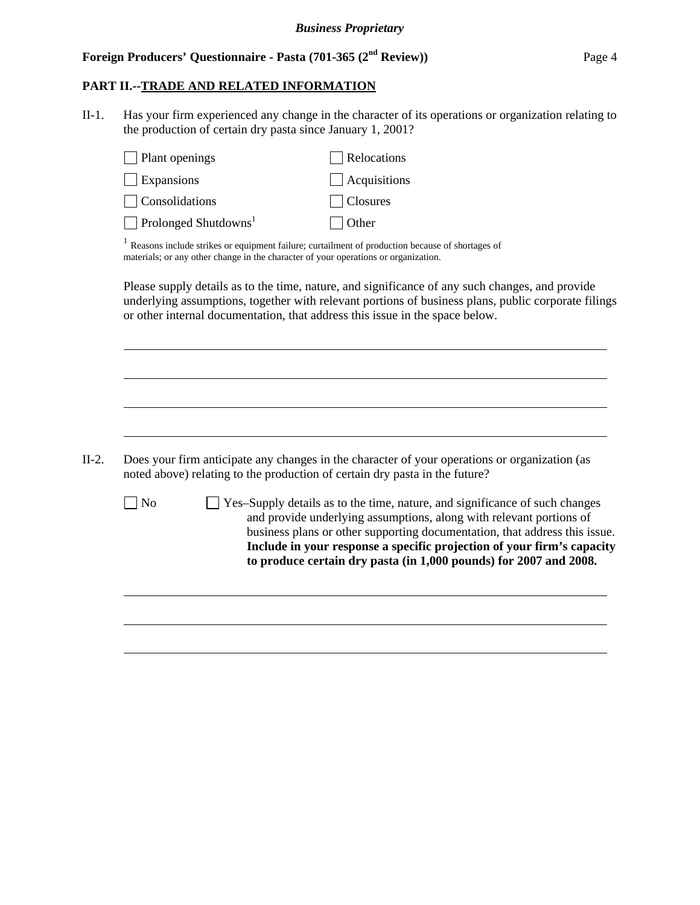## PART II.--TRADE AND RELATED INFORMATION

II-1. Has your firm experienced any change in the character of its operations or organization relating to the production of certain dry pasta since January 1, 2001?

| | |
|---|---|
| ☐ Plant openings | ☐ Relocations |
| ☐ Expansions | ☐ Acquisitions |
| ☐ Consolidations | ☐ Closures |
| ☐ Prolonged Shutdowns[1] | ☐ Other |

[1] Reasons include strikes or equipment failure; curtailment of production because of shortages of materials; or any other change in the character of your operations or organization.

Please supply details as to the time, nature, and significance of any such changes, and provide underlying assumptions, together with relevant portions of business plans, public corporate filings or other internal documentation, that address this issue in the space below.

______________________________________________________________________

______________________________________________________________________

______________________________________________________________________

______________________________________________________________________

II-2. Does your firm anticipate any changes in the character of your operations or organization (as noted above) relating to the production of certain dry pasta in the future?

☐ No ☐ Yes–Supply details as to the time, nature, and significance of such changes and provide underlying assumptions, along with relevant portions of business plans or other supporting documentation, that address this issue. **Include in your response a specific projection of your firm's capacity to produce certain dry pasta (in 1,000 pounds) for 2007 and 2008.**

______________________________________________________________________

______________________________________________________________________

______________________________________________________________________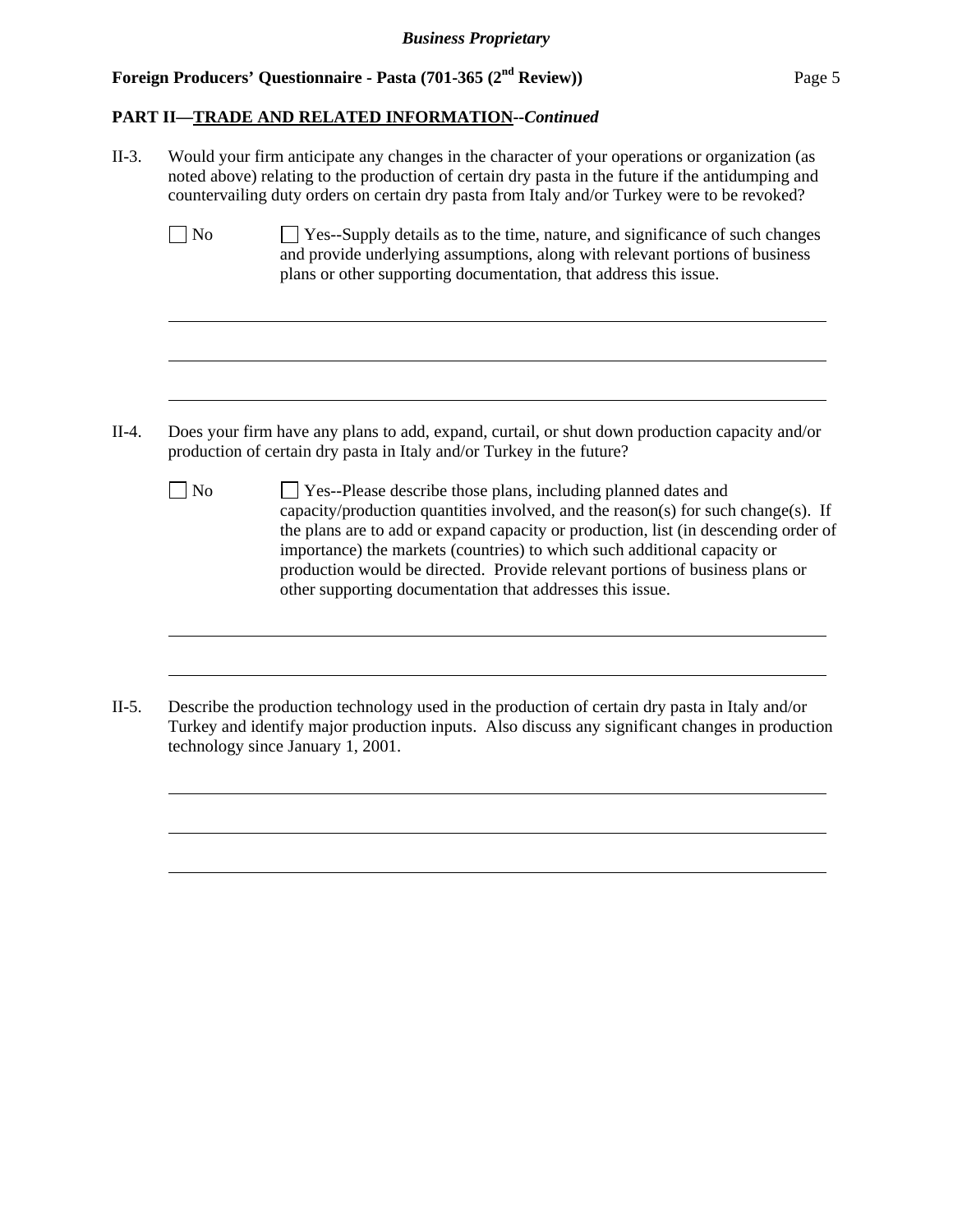**PART II—TRADE AND RELATED INFORMATION--*Continued***

II-3. Would your firm anticipate any changes in the character of your operations or organization (as noted above) relating to the production of certain dry pasta in the future if the antidumping and countervailing duty orders on certain dry pasta from Italy and/or Turkey were to be revoked?

☐ No ☐ Yes--Supply details as to the time, nature, and significance of such changes and provide underlying assumptions, along with relevant portions of business plans or other supporting documentation, that address this issue.

______________________________________________________________________________

______________________________________________________________________________

______________________________________________________________________________

II-4. Does your firm have any plans to add, expand, curtail, or shut down production capacity and/or production of certain dry pasta in Italy and/or Turkey in the future?

☐ No ☐ Yes--Please describe those plans, including planned dates and capacity/production quantities involved, and the reason(s) for such change(s). If the plans are to add or expand capacity or production, list (in descending order of importance) the markets (countries) to which such additional capacity or production would be directed. Provide relevant portions of business plans or other supporting documentation that addresses this issue.

______________________________________________________________________________

______________________________________________________________________________

II-5. Describe the production technology used in the production of certain dry pasta in Italy and/or Turkey and identify major production inputs. Also discuss any significant changes in production technology since January 1, 2001.

______________________________________________________________________________

______________________________________________________________________________

______________________________________________________________________________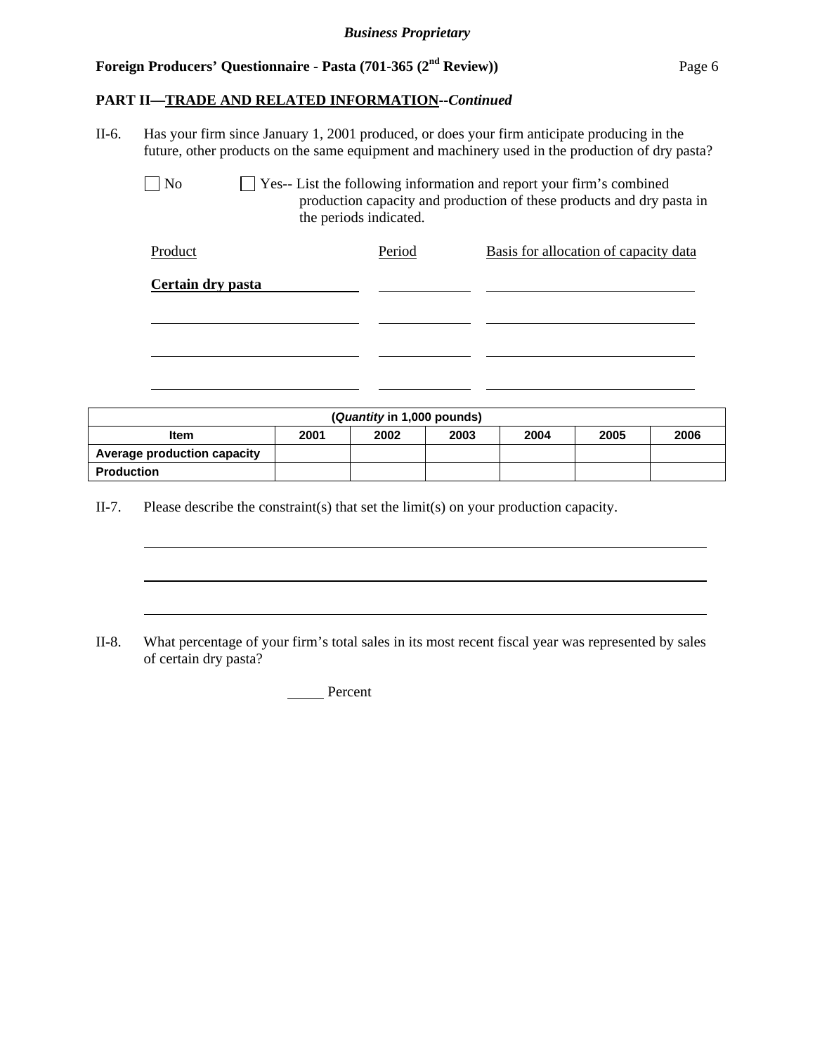**PART II—TRADE AND RELATED INFORMATION--*Continued***

II-6. Has your firm since January 1, 2001 produced, or does your firm anticipate producing in the future, other products on the same equipment and machinery used in the production of dry pasta?

☐ No ☐ Yes-- List the following information and report your firm's combined production capacity and production of these products and dry pasta in the periods indicated.

| Product | Period | Basis for allocation of capacity data |
|---|---|---|
| **Certain dry pasta** | | |
| | | |
| | | |
| | | |

| (*Quantity* in 1,000 pounds) | | | | | | |
|---|---|---|---|---|---|---|
| **Item** | **2001** | **2002** | **2003** | **2004** | **2005** | **2006** |
| **Average production capacity** | | | | | | |
| **Production** | | | | | | |

II-7. Please describe the constraint(s) that set the limit(s) on your production capacity.

\_\_\_\_\_\_\_\_\_\_\_\_\_\_\_\_\_\_\_\_\_\_\_\_\_\_\_\_\_\_\_\_\_\_\_\_\_\_\_\_\_\_\_\_\_\_\_\_\_\_\_\_\_\_\_\_\_\_\_\_

\_\_\_\_\_\_\_\_\_\_\_\_\_\_\_\_\_\_\_\_\_\_\_\_\_\_\_\_\_\_\_\_\_\_\_\_\_\_\_\_\_\_\_\_\_\_\_\_\_\_\_\_\_\_\_\_\_\_\_\_

\_\_\_\_\_\_\_\_\_\_\_\_\_\_\_\_\_\_\_\_\_\_\_\_\_\_\_\_\_\_\_\_\_\_\_\_\_\_\_\_\_\_\_\_\_\_\_\_\_\_\_\_\_\_\_\_\_\_\_\_

II-8. What percentage of your firm's total sales in its most recent fiscal year was represented by sales of certain dry pasta?

\_\_\_\_\_ Percent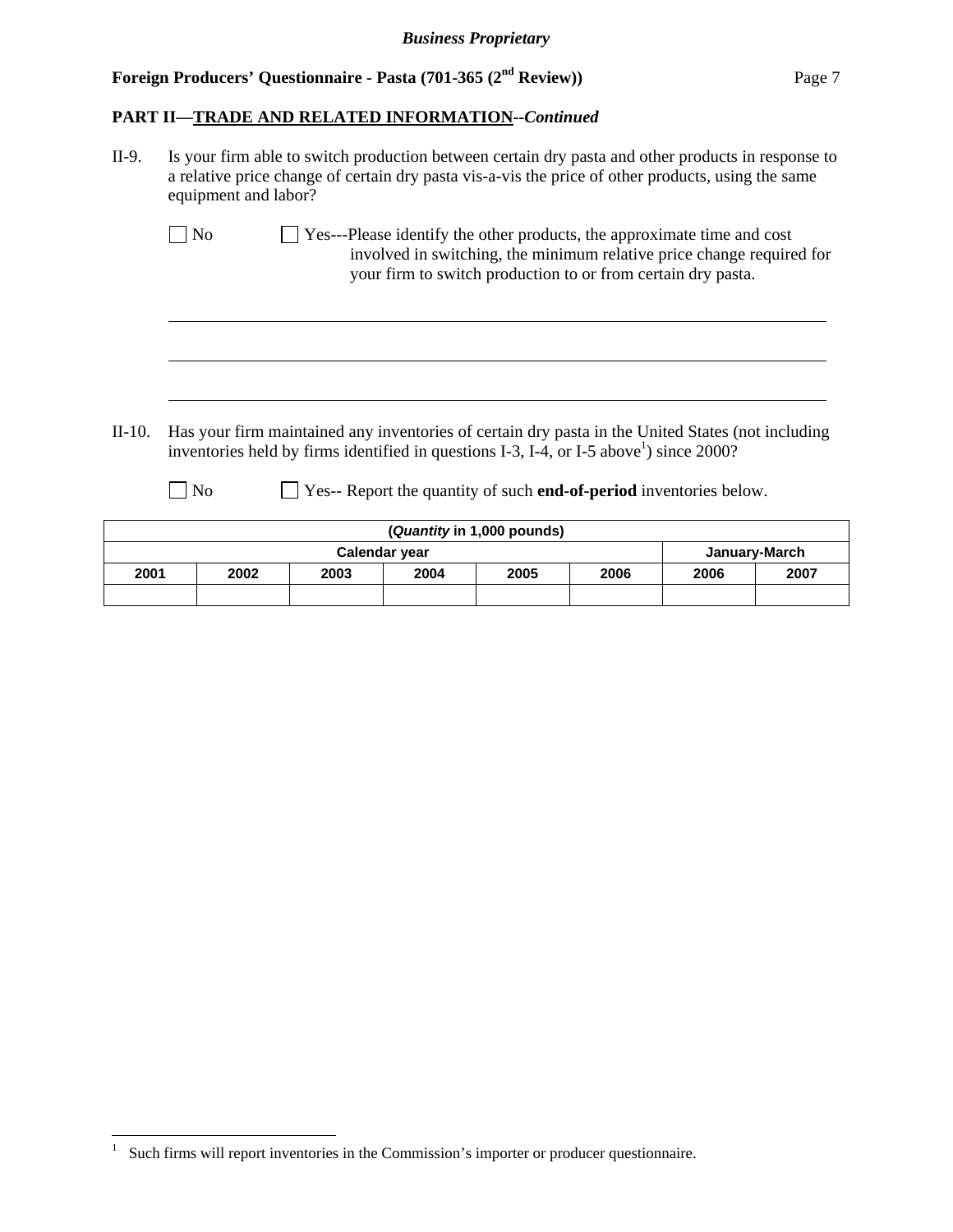**PART II—TRADE AND RELATED INFORMATION--*Continued***

II-9. Is your firm able to switch production between certain dry pasta and other products in response to a relative price change of certain dry pasta vis-a-vis the price of other products, using the same equipment and labor?

☐ No ☐ Yes---Please identify the other products, the approximate time and cost involved in switching, the minimum relative price change required for your firm to switch production to or from certain dry pasta.

\_\_\_\_\_\_\_\_\_\_\_\_\_\_\_\_\_\_\_\_\_\_\_\_\_\_\_\_\_\_\_\_\_\_\_\_\_\_\_\_\_\_\_\_\_\_\_\_\_\_\_\_\_\_\_\_\_\_\_\_

\_\_\_\_\_\_\_\_\_\_\_\_\_\_\_\_\_\_\_\_\_\_\_\_\_\_\_\_\_\_\_\_\_\_\_\_\_\_\_\_\_\_\_\_\_\_\_\_\_\_\_\_\_\_\_\_\_\_\_\_

\_\_\_\_\_\_\_\_\_\_\_\_\_\_\_\_\_\_\_\_\_\_\_\_\_\_\_\_\_\_\_\_\_\_\_\_\_\_\_\_\_\_\_\_\_\_\_\_\_\_\_\_\_\_\_\_\_\_\_\_

II-10. Has your firm maintained any inventories of certain dry pasta in the United States (not including inventories held by firms identified in questions I-3, I-4, or I-5 above[1]) since 2000?

☐ No ☐ Yes-- Report the quantity of such **end-of-period** inventories below.

| (*Quantity* in 1,000 pounds) | | | | | | | |
|---|---|---|---|---|---|---|---|
| Calendar year | | | | | | January-March | |
| 2001 | 2002 | 2003 | 2004 | 2005 | 2006 | 2006 | 2007 |
| | | | | | | | |

[1] Such firms will report inventories in the Commission's importer or producer questionnaire.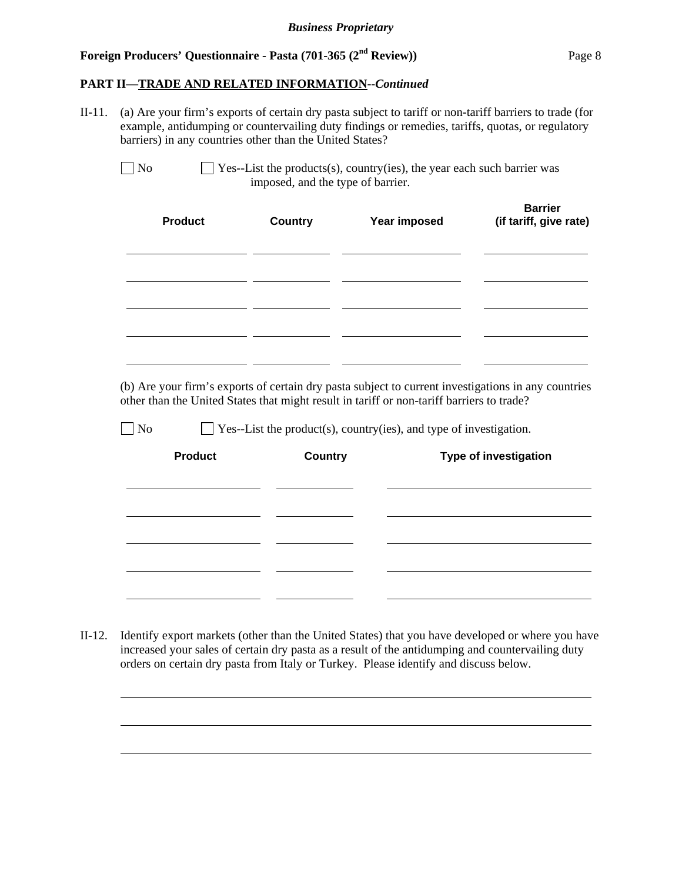## PART II—TRADE AND RELATED INFORMATION--*Continued*

II-11. (a) Are your firm's exports of certain dry pasta subject to tariff or non-tariff barriers to trade (for example, antidumping or countervailing duty findings or remedies, tariffs, quotas, or regulatory barriers) in any countries other than the United States?

☐ No ☐ Yes--List the products(s), country(ies), the year each such barrier was imposed, and the type of barrier.

| Product | Country | Year imposed | Barrier (if tariff, give rate) |
|---|---|---|---|
| | | | |
| | | | |
| | | | |
| | | | |
| | | | |

(b) Are your firm's exports of certain dry pasta subject to current investigations in any countries other than the United States that might result in tariff or non-tariff barriers to trade?

☐ No ☐ Yes--List the product(s), country(ies), and type of investigation.

| Product | Country | Type of investigation |
|---|---|---|
| | | |
| | | |
| | | |
| | | |
| | | |

II-12. Identify export markets (other than the United States) that you have developed or where you have increased your sales of certain dry pasta as a result of the antidumping and countervailing duty orders on certain dry pasta from Italy or Turkey. Please identify and discuss below.

______________________________________________________________________________

______________________________________________________________________________

______________________________________________________________________________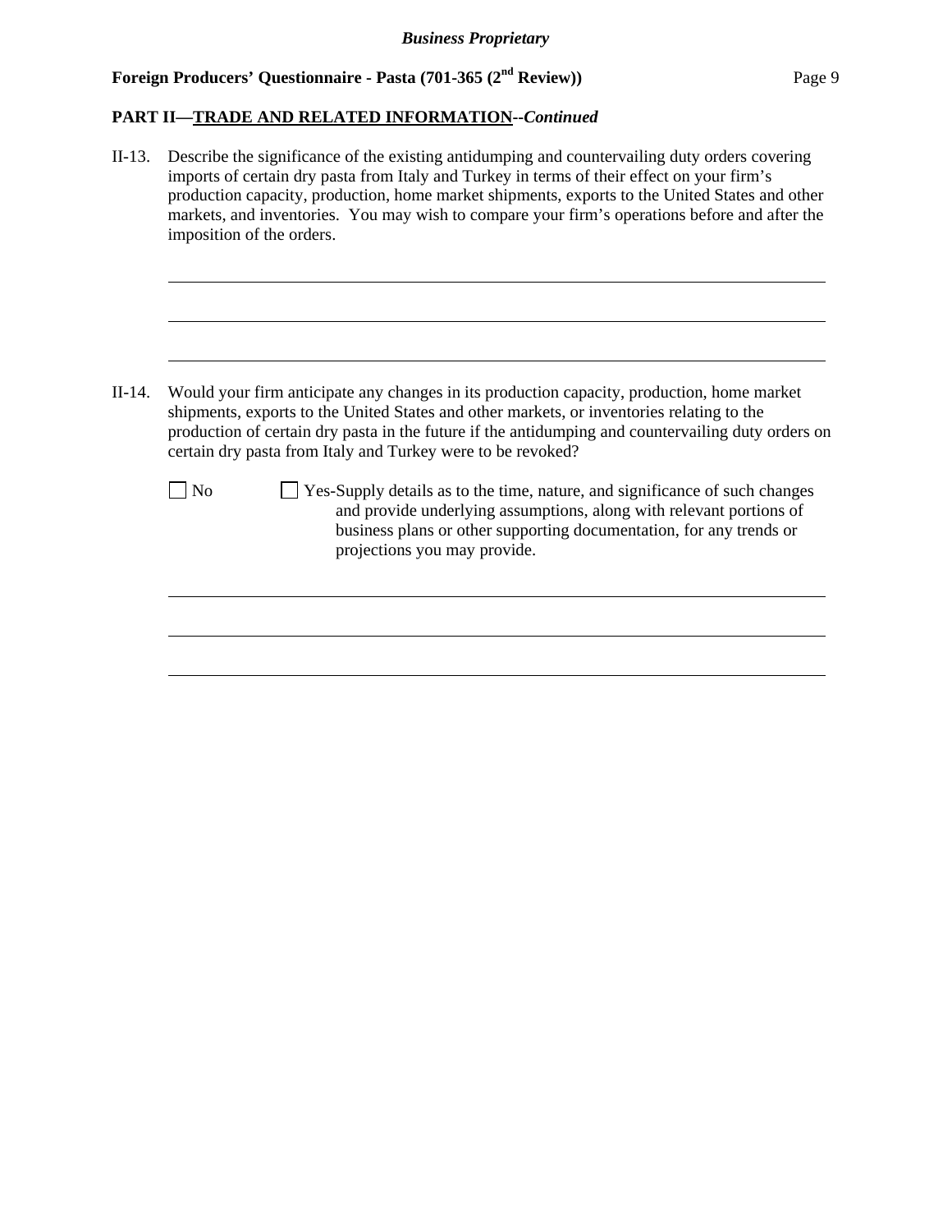**PART II—TRADE AND RELATED INFORMATION--*Continued***

II-13. Describe the significance of the existing antidumping and countervailing duty orders covering imports of certain dry pasta from Italy and Turkey in terms of their effect on your firm's production capacity, production, home market shipments, exports to the United States and other markets, and inventories. You may wish to compare your firm's operations before and after the imposition of the orders.

\_\_\_\_\_\_\_\_\_\_\_\_\_\_\_\_\_\_\_\_\_\_\_\_\_\_\_\_\_\_\_\_\_\_\_\_\_\_\_\_\_\_\_\_\_\_\_\_\_\_\_\_\_\_\_\_\_\_\_\_\_\_\_\_\_\_\_\_\_\_\_\_\_\_\_\_\_\_

\_\_\_\_\_\_\_\_\_\_\_\_\_\_\_\_\_\_\_\_\_\_\_\_\_\_\_\_\_\_\_\_\_\_\_\_\_\_\_\_\_\_\_\_\_\_\_\_\_\_\_\_\_\_\_\_\_\_\_\_\_\_\_\_\_\_\_\_\_\_\_\_\_\_\_\_\_\_

\_\_\_\_\_\_\_\_\_\_\_\_\_\_\_\_\_\_\_\_\_\_\_\_\_\_\_\_\_\_\_\_\_\_\_\_\_\_\_\_\_\_\_\_\_\_\_\_\_\_\_\_\_\_\_\_\_\_\_\_\_\_\_\_\_\_\_\_\_\_\_\_\_\_\_\_\_\_

II-14. Would your firm anticipate any changes in its production capacity, production, home market shipments, exports to the United States and other markets, or inventories relating to the production of certain dry pasta in the future if the antidumping and countervailing duty orders on certain dry pasta from Italy and Turkey were to be revoked?

☐ No ☐ Yes-Supply details as to the time, nature, and significance of such changes and provide underlying assumptions, along with relevant portions of business plans or other supporting documentation, for any trends or projections you may provide.

\_\_\_\_\_\_\_\_\_\_\_\_\_\_\_\_\_\_\_\_\_\_\_\_\_\_\_\_\_\_\_\_\_\_\_\_\_\_\_\_\_\_\_\_\_\_\_\_\_\_\_\_\_\_\_\_\_\_\_\_\_\_\_\_\_\_\_\_\_\_\_\_\_\_\_\_\_\_

\_\_\_\_\_\_\_\_\_\_\_\_\_\_\_\_\_\_\_\_\_\_\_\_\_\_\_\_\_\_\_\_\_\_\_\_\_\_\_\_\_\_\_\_\_\_\_\_\_\_\_\_\_\_\_\_\_\_\_\_\_\_\_\_\_\_\_\_\_\_\_\_\_\_\_\_\_\_

\_\_\_\_\_\_\_\_\_\_\_\_\_\_\_\_\_\_\_\_\_\_\_\_\_\_\_\_\_\_\_\_\_\_\_\_\_\_\_\_\_\_\_\_\_\_\_\_\_\_\_\_\_\_\_\_\_\_\_\_\_\_\_\_\_\_\_\_\_\_\_\_\_\_\_\_\_\_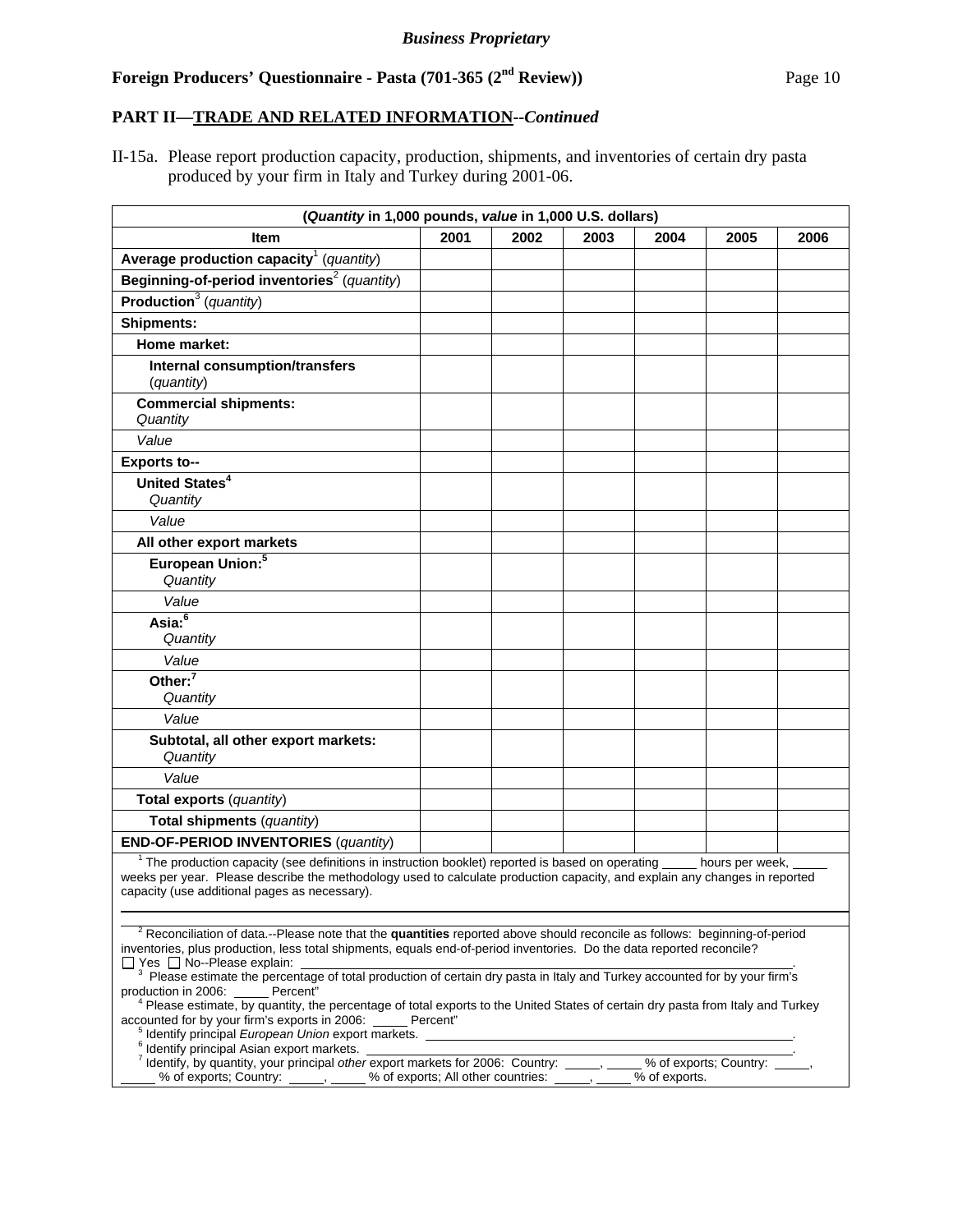*Business Proprietary*

**Foreign Producers' Questionnaire - Pasta (701-365 (2nd Review))**

## PART II—TRADE AND RELATED INFORMATION--*Continued*

II-15a. Please report production capacity, production, shipments, and inventories of certain dry pasta produced by your firm in Italy and Turkey during 2001-06.

| (*Quantity* in 1,000 pounds, *value* in 1,000 U.S. dollars) | | | | | | |
|---|---|---|---|---|---|---|
| **Item** | **2001** | **2002** | **2003** | **2004** | **2005** | **2006** |
| **Average production capacity**[1] (*quantity*) | | | | | | |
| **Beginning-of-period inventories**[2] (*quantity*) | | | | | | |
| **Production**[3] (*quantity*) | | | | | | |
| **Shipments:** | | | | | | |
| **Home market:** | | | | | | |
| **Internal consumption/transfers** (*quantity*) | | | | | | |
| **Commercial shipments:** *Quantity* | | | | | | |
| *Value* | | | | | | |
| **Exports to--** | | | | | | |
| **United States**[4] *Quantity* | | | | | | |
| *Value* | | | | | | |
| **All other export markets** | | | | | | |
| **European Union:**[5] *Quantity* | | | | | | |
| *Value* | | | | | | |
| **Asia:**[6] *Quantity* | | | | | | |
| *Value* | | | | | | |
| **Other:**[7] *Quantity* | | | | | | |
| *Value* | | | | | | |
| **Subtotal, all other export markets:** *Quantity* | | | | | | |
| *Value* | | | | | | |
| **Total exports** (*quantity*) | | | | | | |
| **Total shipments** (*quantity*) | | | | | | |
| **END-OF-PERIOD INVENTORIES** (*quantity*) | | | | | | |

[1] The production capacity (see definitions in instruction booklet) reported is based on operating _____ hours per week, _____ weeks per year. Please describe the methodology used to calculate production capacity, and explain any changes in reported capacity (use additional pages as necessary).

[2] Reconciliation of data.--Please note that the **quantities** reported above should reconcile as follows: beginning-of-period inventories, plus production, less total shipments, equals end-of-period inventories. Do the data reported reconcile?
☐ Yes ☐ No--Please explain: ______________________________.

[3] Please estimate the percentage of total production of certain dry pasta in Italy and Turkey accounted for by your firm's production in 2006: _____ Percent"

[4] Please estimate, by quantity, the percentage of total exports to the United States of certain dry pasta from Italy and Turkey accounted for by your firm's exports in 2006: _____ Percent"

[5] Identify principal *European Union* export markets. ______________________________.

[6] Identify principal Asian export markets. ______________________________.

[7] Identify, by quantity, your principal *other* export markets for 2006: Country: _____, _____ % of exports; Country: _____, _____ % of exports; Country: _____, _____ % of exports; All other countries: _____, _____ % of exports.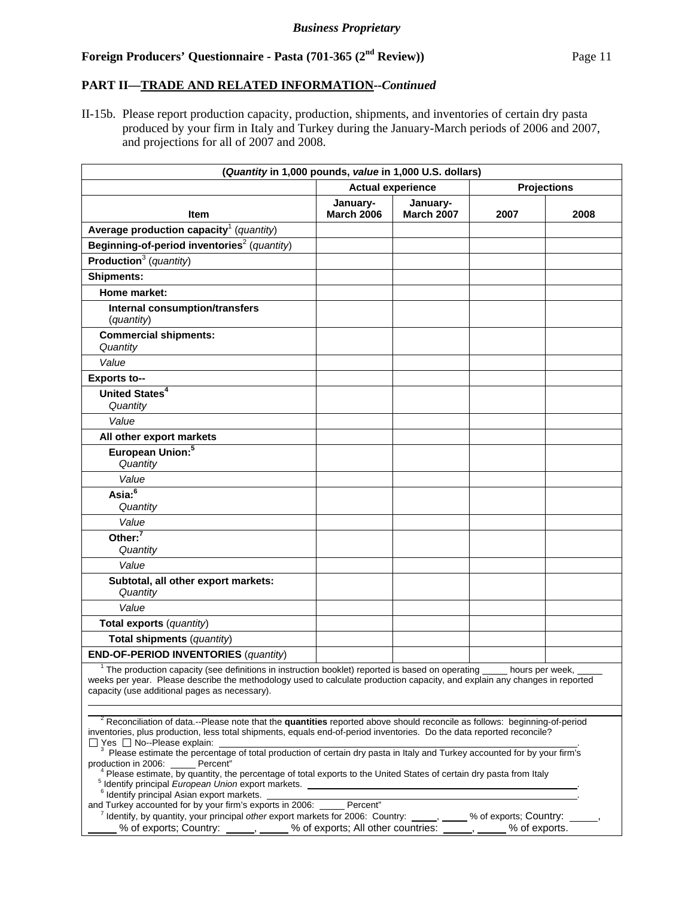**PART II—TRADE AND RELATED INFORMATION--*Continued***

II-15b. Please report production capacity, production, shipments, and inventories of certain dry pasta produced by your firm in Italy and Turkey during the January-March periods of 2006 and 2007, and projections for all of 2007 and 2008.

| (*Quantity* in 1,000 pounds, *value* in 1,000 U.S. dollars) | | | | |
|---|---|---|---|---|
| | Actual experience | | Projections | |
| **Item** | **January-March 2006** | **January-March 2007** | **2007** | **2008** |
| **Average production capacity**[1] (*quantity*) | | | | |
| **Beginning-of-period inventories**[2] (*quantity*) | | | | |
| **Production**[3] (*quantity*) | | | | |
| **Shipments:** | | | | |
| **Home market:** | | | | |
| **Internal consumption/transfers** (*quantity*) | | | | |
| **Commercial shipments:** *Quantity* | | | | |
| *Value* | | | | |
| **Exports to--** | | | | |
| **United States**[4] *Quantity* | | | | |
| *Value* | | | | |
| **All other export markets** | | | | |
| **European Union:**[5] *Quantity* | | | | |
| *Value* | | | | |
| **Asia:**[6] *Quantity* | | | | |
| *Value* | | | | |
| **Other:**[7] *Quantity* | | | | |
| *Value* | | | | |
| **Subtotal, all other export markets:** *Quantity* | | | | |
| *Value* | | | | |
| **Total exports** (*quantity*) | | | | |
| **Total shipments** (*quantity*) | | | | |
| **END-OF-PERIOD INVENTORIES** (*quantity*) | | | | |

[1] The production capacity (see definitions in instruction booklet) reported is based on operating _____ hours per week, _____ weeks per year. Please describe the methodology used to calculate production capacity, and explain any changes in reported capacity (use additional pages as necessary).

[2] Reconciliation of data.--Please note that the **quantities** reported above should reconcile as follows: beginning-of-period inventories, plus production, less total shipments, equals end-of-period inventories. Do the data reported reconcile?
☐ Yes ☐ No--Please explain: _____.

[3] Please estimate the percentage of total production of certain dry pasta in Italy and Turkey accounted for by your firm's production in 2006: _____ Percent"

[4] Please estimate, by quantity, the percentage of total exports to the United States of certain dry pasta from Italy and Turkey accounted for by your firm's exports in 2006: _____ Percent"

[5] Identify principal *European Union* export markets. _____.

[6] Identify principal Asian export markets. _____.

[7] Identify, by quantity, your principal *other* export markets for 2006: Country: _____, _____ % of exports; Country: _____, _____ % of exports; Country: _____, _____ % of exports; All other countries: _____, _____ % of exports.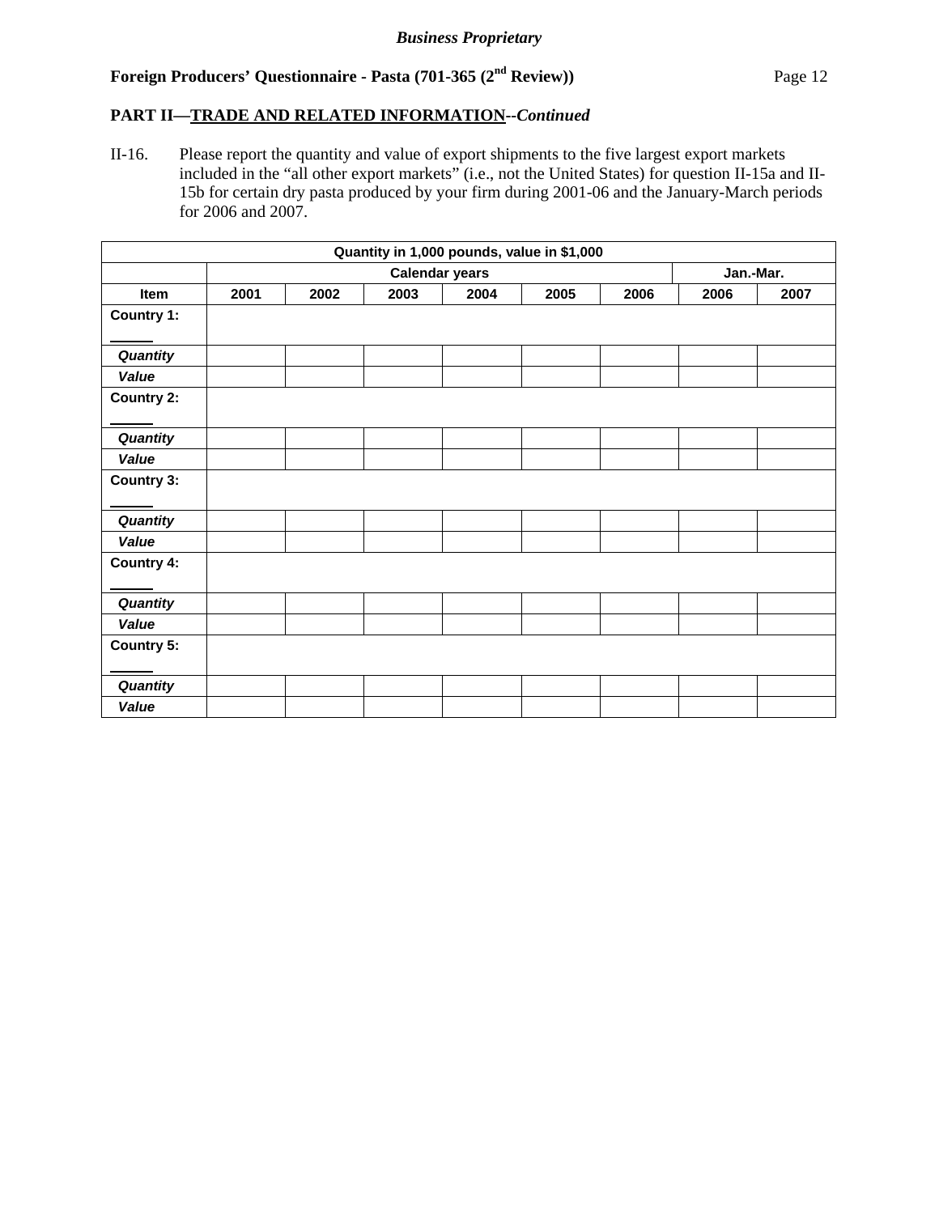*Business Proprietary*

**Foreign Producers' Questionnaire - Pasta (701-365 (2nd Review))**

**PART II—TRADE AND RELATED INFORMATION--*Continued***

II-16. Please report the quantity and value of export shipments to the five largest export markets included in the "all other export markets" (i.e., not the United States) for question II-15a and II-15b for certain dry pasta produced by your firm during 2001-06 and the January-March periods for 2006 and 2007.

| Quantity in 1,000 pounds, value in $1,000 | | | | | | | | |
|---|---|---|---|---|---|---|---|---|
| | Calendar years | | | | | | Jan.-Mar. | |
| **Item** | **2001** | **2002** | **2003** | **2004** | **2005** | **2006** | **2006** | **2007** |
| **Country 1:** ______ | | | | | | | | |
| ***Quantity*** | | | | | | | | |
| ***Value*** | | | | | | | | |
| **Country 2:** ______ | | | | | | | | |
| ***Quantity*** | | | | | | | | |
| ***Value*** | | | | | | | | |
| **Country 3:** ______ | | | | | | | | |
| ***Quantity*** | | | | | | | | |
| ***Value*** | | | | | | | | |
| **Country 4:** ______ | | | | | | | | |
| ***Quantity*** | | | | | | | | |
| ***Value*** | | | | | | | | |
| **Country 5:** ______ | | | | | | | | |
| ***Quantity*** | | | | | | | | |
| ***Value*** | | | | | | | | |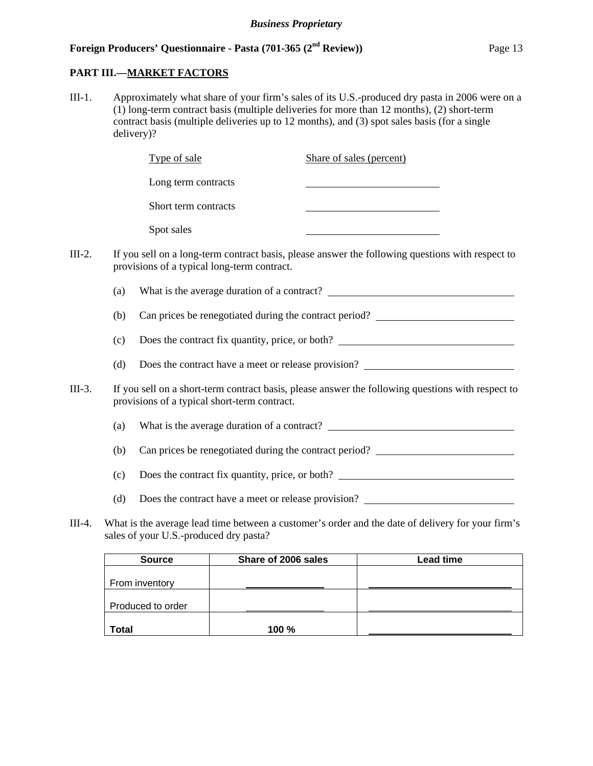## PART III.—MARKET FACTORS

III-1. Approximately what share of your firm's sales of its U.S.-produced dry pasta in 2006 were on a (1) long-term contract basis (multiple deliveries for more than 12 months), (2) short-term contract basis (multiple deliveries up to 12 months), and (3) spot sales basis (for a single delivery)?

| Type of sale | Share of sales (percent) |
|---|---|
| Long term contracts | ______________ |
| Short term contracts | ______________ |
| Spot sales | ______________ |

III-2. If you sell on a long-term contract basis, please answer the following questions with respect to provisions of a typical long-term contract.

(a) What is the average duration of a contract? ______________________

(b) Can prices be renegotiated during the contract period? ______________________

(c) Does the contract fix quantity, price, or both? ______________________

(d) Does the contract have a meet or release provision? ______________________

III-3. If you sell on a short-term contract basis, please answer the following questions with respect to provisions of a typical short-term contract.

(a) What is the average duration of a contract? ______________________

(b) Can prices be renegotiated during the contract period? ______________________

(c) Does the contract fix quantity, price, or both? ______________________

(d) Does the contract have a meet or release provision? ______________________

III-4. What is the average lead time between a customer's order and the date of delivery for your firm's sales of your U.S.-produced dry pasta?

| Source | Share of 2006 sales | Lead time |
|---|---|---|
| From inventory | ______________ | ______________ |
| Produced to order | ______________ | ______________ |
| **Total** | **100 %** | ______________ |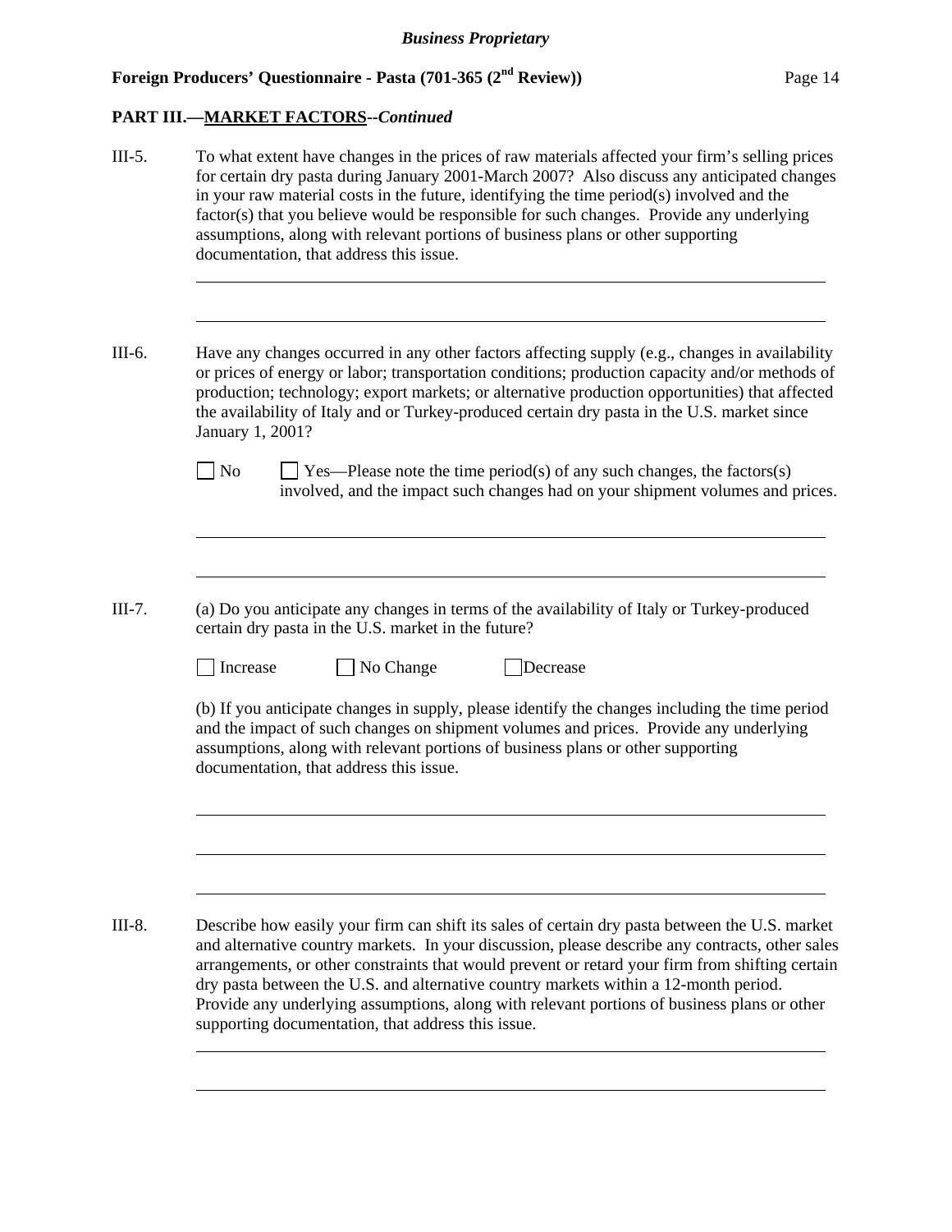## PART III.—MARKET FACTORS--*Continued*

III-5. To what extent have changes in the prices of raw materials affected your firm's selling prices for certain dry pasta during January 2001-March 2007? Also discuss any anticipated changes in your raw material costs in the future, identifying the time period(s) involved and the factor(s) that you believe would be responsible for such changes. Provide any underlying assumptions, along with relevant portions of business plans or other supporting documentation, that address this issue.

______________________________________________________________________

______________________________________________________________________

III-6. Have any changes occurred in any other factors affecting supply (e.g., changes in availability or prices of energy or labor; transportation conditions; production capacity and/or methods of production; technology; export markets; or alternative production opportunities) that affected the availability of Italy and or Turkey-produced certain dry pasta in the U.S. market since January 1, 2001?

☐ No ☐ Yes—Please note the time period(s) of any such changes, the factors(s) involved, and the impact such changes had on your shipment volumes and prices.

______________________________________________________________________

______________________________________________________________________

III-7. (a) Do you anticipate any changes in terms of the availability of Italy or Turkey-produced certain dry pasta in the U.S. market in the future?

☐ Increase ☐ No Change ☐ Decrease

(b) If you anticipate changes in supply, please identify the changes including the time period and the impact of such changes on shipment volumes and prices. Provide any underlying assumptions, along with relevant portions of business plans or other supporting documentation, that address this issue.

______________________________________________________________________

______________________________________________________________________

______________________________________________________________________

III-8. Describe how easily your firm can shift its sales of certain dry pasta between the U.S. market and alternative country markets. In your discussion, please describe any contracts, other sales arrangements, or other constraints that would prevent or retard your firm from shifting certain dry pasta between the U.S. and alternative country markets within a 12-month period. Provide any underlying assumptions, along with relevant portions of business plans or other supporting documentation, that address this issue.

______________________________________________________________________

______________________________________________________________________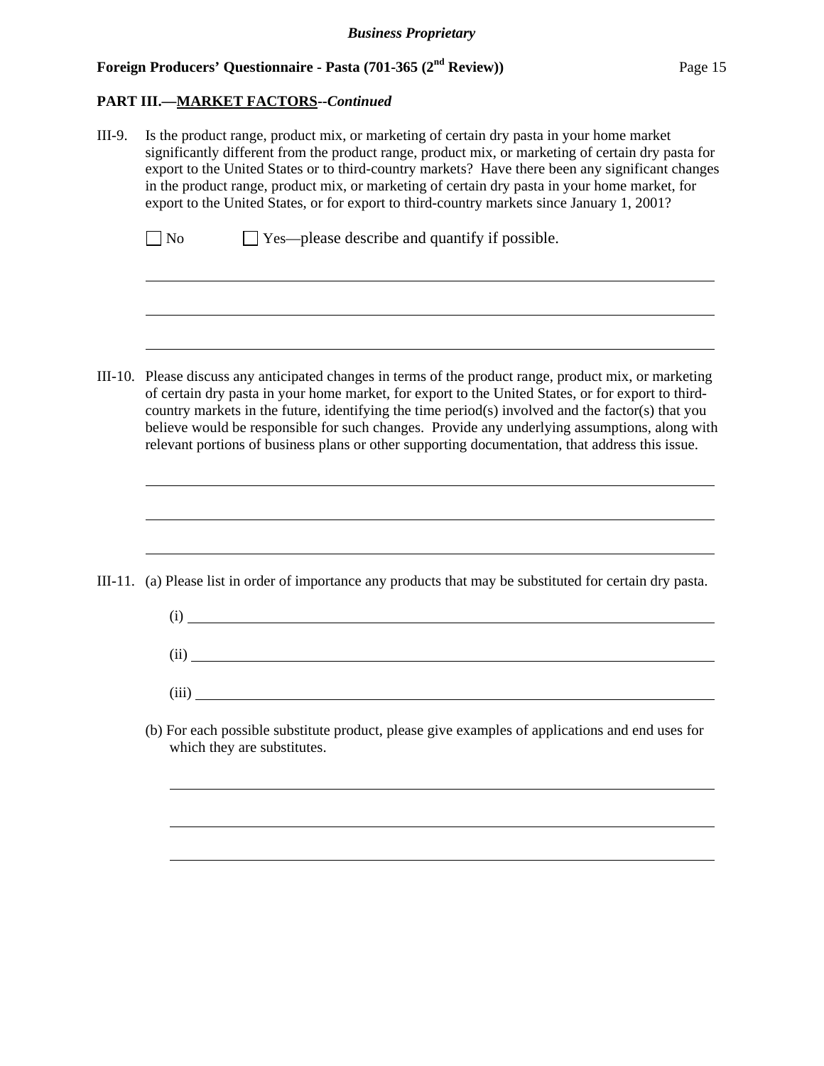**PART III.—MARKET FACTORS--*Continued***

III-9. Is the product range, product mix, or marketing of certain dry pasta in your home market significantly different from the product range, product mix, or marketing of certain dry pasta for export to the United States or to third-country markets? Have there been any significant changes in the product range, product mix, or marketing of certain dry pasta in your home market, for export to the United States, or for export to third-country markets since January 1, 2001?

☐ No ☐ Yes—please describe and quantify if possible.

______________________________________________________________________________

______________________________________________________________________________

______________________________________________________________________________

III-10. Please discuss any anticipated changes in terms of the product range, product mix, or marketing of certain dry pasta in your home market, for export to the United States, or for export to third-country markets in the future, identifying the time period(s) involved and the factor(s) that you believe would be responsible for such changes. Provide any underlying assumptions, along with relevant portions of business plans or other supporting documentation, that address this issue.

______________________________________________________________________________

______________________________________________________________________________

______________________________________________________________________________

III-11. (a) Please list in order of importance any products that may be substituted for certain dry pasta.

(i) ____________________________________________________________________

(ii) ___________________________________________________________________

(iii) __________________________________________________________________

(b) For each possible substitute product, please give examples of applications and end uses for which they are substitutes.

______________________________________________________________________________

______________________________________________________________________________

______________________________________________________________________________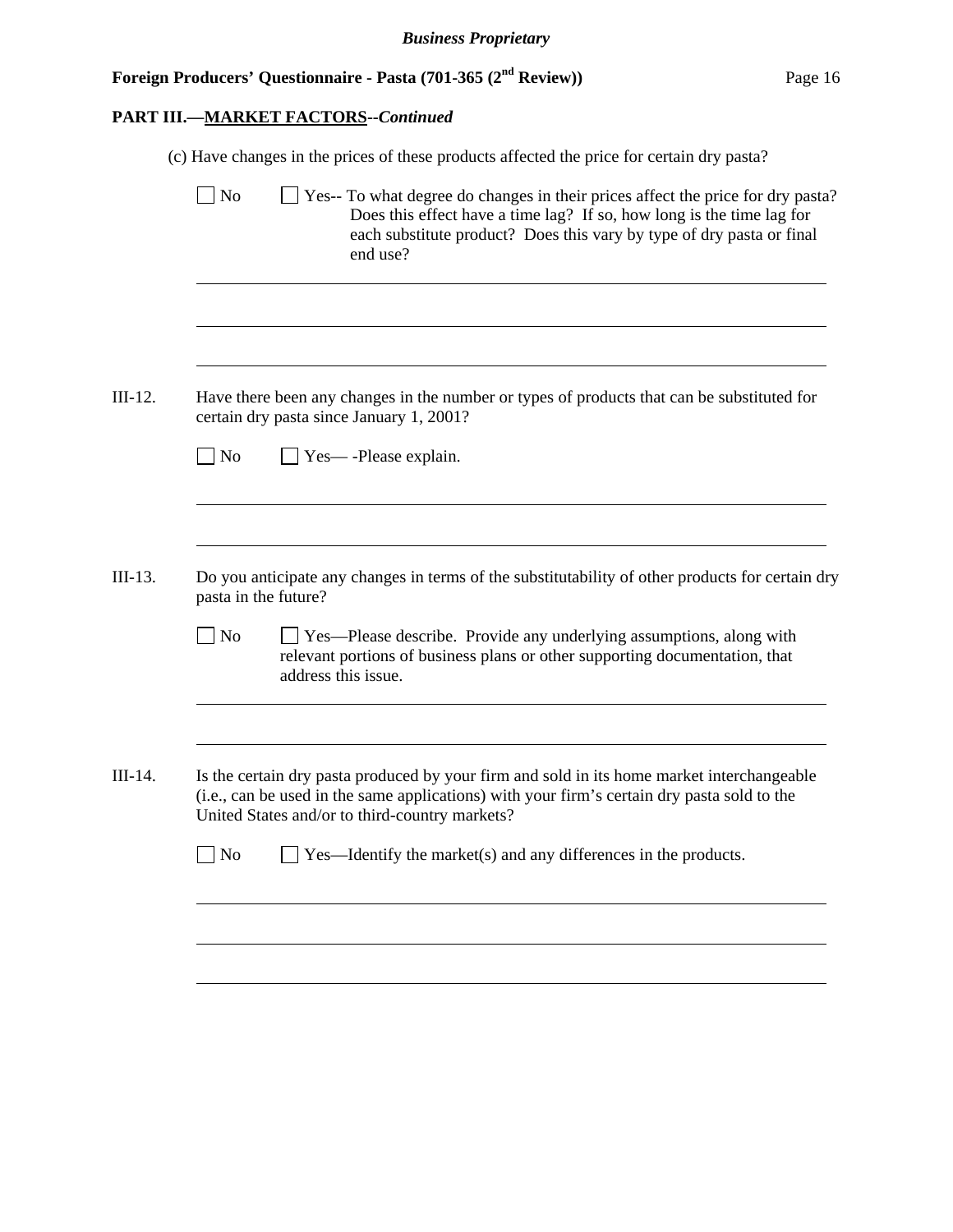## PART III.—MARKET FACTORS--*Continued*

(c) Have changes in the prices of these products affected the price for certain dry pasta?

☐ No ☐ Yes-- To what degree do changes in their prices affect the price for dry pasta? Does this effect have a time lag? If so, how long is the time lag for each substitute product? Does this vary by type of dry pasta or final end use?

\_\_\_\_\_\_\_\_\_\_\_\_\_\_\_\_\_\_\_\_\_\_\_\_\_\_\_\_\_\_\_\_\_\_\_\_\_\_\_\_\_\_\_\_\_\_\_\_\_\_\_\_\_\_\_\_\_\_\_\_\_\_

\_\_\_\_\_\_\_\_\_\_\_\_\_\_\_\_\_\_\_\_\_\_\_\_\_\_\_\_\_\_\_\_\_\_\_\_\_\_\_\_\_\_\_\_\_\_\_\_\_\_\_\_\_\_\_\_\_\_\_\_\_\_

\_\_\_\_\_\_\_\_\_\_\_\_\_\_\_\_\_\_\_\_\_\_\_\_\_\_\_\_\_\_\_\_\_\_\_\_\_\_\_\_\_\_\_\_\_\_\_\_\_\_\_\_\_\_\_\_\_\_\_\_\_\_

III-12. Have there been any changes in the number or types of products that can be substituted for certain dry pasta since January 1, 2001?

☐ No ☐ Yes— -Please explain.

\_\_\_\_\_\_\_\_\_\_\_\_\_\_\_\_\_\_\_\_\_\_\_\_\_\_\_\_\_\_\_\_\_\_\_\_\_\_\_\_\_\_\_\_\_\_\_\_\_\_\_\_\_\_\_\_\_\_\_\_\_\_

\_\_\_\_\_\_\_\_\_\_\_\_\_\_\_\_\_\_\_\_\_\_\_\_\_\_\_\_\_\_\_\_\_\_\_\_\_\_\_\_\_\_\_\_\_\_\_\_\_\_\_\_\_\_\_\_\_\_\_\_\_\_

III-13. Do you anticipate any changes in terms of the substitutability of other products for certain dry pasta in the future?

☐ No ☐ Yes—Please describe. Provide any underlying assumptions, along with relevant portions of business plans or other supporting documentation, that address this issue.

\_\_\_\_\_\_\_\_\_\_\_\_\_\_\_\_\_\_\_\_\_\_\_\_\_\_\_\_\_\_\_\_\_\_\_\_\_\_\_\_\_\_\_\_\_\_\_\_\_\_\_\_\_\_\_\_\_\_\_\_\_\_

\_\_\_\_\_\_\_\_\_\_\_\_\_\_\_\_\_\_\_\_\_\_\_\_\_\_\_\_\_\_\_\_\_\_\_\_\_\_\_\_\_\_\_\_\_\_\_\_\_\_\_\_\_\_\_\_\_\_\_\_\_\_

III-14. Is the certain dry pasta produced by your firm and sold in its home market interchangeable (i.e., can be used in the same applications) with your firm's certain dry pasta sold to the United States and/or to third-country markets?

☐ No ☐ Yes—Identify the market(s) and any differences in the products.

\_\_\_\_\_\_\_\_\_\_\_\_\_\_\_\_\_\_\_\_\_\_\_\_\_\_\_\_\_\_\_\_\_\_\_\_\_\_\_\_\_\_\_\_\_\_\_\_\_\_\_\_\_\_\_\_\_\_\_\_\_\_

\_\_\_\_\_\_\_\_\_\_\_\_\_\_\_\_\_\_\_\_\_\_\_\_\_\_\_\_\_\_\_\_\_\_\_\_\_\_\_\_\_\_\_\_\_\_\_\_\_\_\_\_\_\_\_\_\_\_\_\_\_\_

\_\_\_\_\_\_\_\_\_\_\_\_\_\_\_\_\_\_\_\_\_\_\_\_\_\_\_\_\_\_\_\_\_\_\_\_\_\_\_\_\_\_\_\_\_\_\_\_\_\_\_\_\_\_\_\_\_\_\_\_\_\_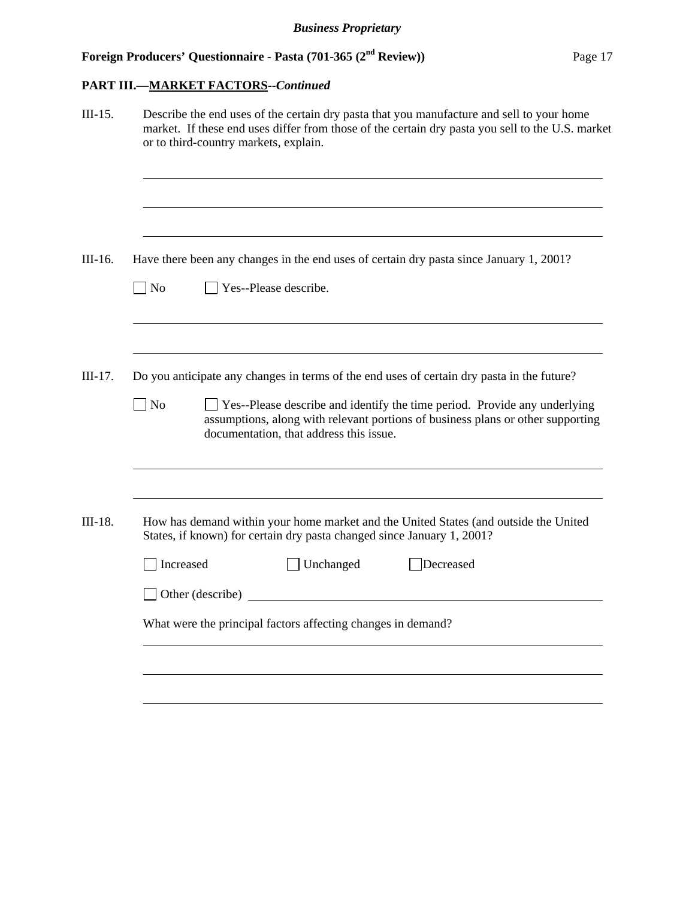## PART III.—MARKET FACTORS--*Continued*

III-15. Describe the end uses of the certain dry pasta that you manufacture and sell to your home market. If these end uses differ from those of the certain dry pasta you sell to the U.S. market or to third-country markets, explain.

\_\_\_\_\_\_\_\_\_\_\_\_\_\_\_\_\_\_\_\_\_\_\_\_\_\_\_\_\_\_\_\_\_\_\_\_\_\_\_\_\_\_\_\_\_\_\_\_

\_\_\_\_\_\_\_\_\_\_\_\_\_\_\_\_\_\_\_\_\_\_\_\_\_\_\_\_\_\_\_\_\_\_\_\_\_\_\_\_\_\_\_\_\_\_\_\_

\_\_\_\_\_\_\_\_\_\_\_\_\_\_\_\_\_\_\_\_\_\_\_\_\_\_\_\_\_\_\_\_\_\_\_\_\_\_\_\_\_\_\_\_\_\_\_\_

III-16. Have there been any changes in the end uses of certain dry pasta since January 1, 2001?

☐ No ☐ Yes--Please describe.

\_\_\_\_\_\_\_\_\_\_\_\_\_\_\_\_\_\_\_\_\_\_\_\_\_\_\_\_\_\_\_\_\_\_\_\_\_\_\_\_\_\_\_\_\_\_\_\_

\_\_\_\_\_\_\_\_\_\_\_\_\_\_\_\_\_\_\_\_\_\_\_\_\_\_\_\_\_\_\_\_\_\_\_\_\_\_\_\_\_\_\_\_\_\_\_\_

III-17. Do you anticipate any changes in terms of the end uses of certain dry pasta in the future?

☐ No ☐ Yes--Please describe and identify the time period. Provide any underlying assumptions, along with relevant portions of business plans or other supporting documentation, that address this issue.

\_\_\_\_\_\_\_\_\_\_\_\_\_\_\_\_\_\_\_\_\_\_\_\_\_\_\_\_\_\_\_\_\_\_\_\_\_\_\_\_\_\_\_\_\_\_\_\_

\_\_\_\_\_\_\_\_\_\_\_\_\_\_\_\_\_\_\_\_\_\_\_\_\_\_\_\_\_\_\_\_\_\_\_\_\_\_\_\_\_\_\_\_\_\_\_\_

III-18. How has demand within your home market and the United States (and outside the United States, if known) for certain dry pasta changed since January 1, 2001?

☐ Increased ☐ Unchanged ☐ Decreased

☐ Other (describe) \_\_\_\_\_\_\_\_\_\_\_\_\_\_\_\_\_\_\_\_\_\_\_\_\_\_\_\_\_\_\_\_\_\_\_\_

What were the principal factors affecting changes in demand?

\_\_\_\_\_\_\_\_\_\_\_\_\_\_\_\_\_\_\_\_\_\_\_\_\_\_\_\_\_\_\_\_\_\_\_\_\_\_\_\_\_\_\_\_\_\_\_\_

\_\_\_\_\_\_\_\_\_\_\_\_\_\_\_\_\_\_\_\_\_\_\_\_\_\_\_\_\_\_\_\_\_\_\_\_\_\_\_\_\_\_\_\_\_\_\_\_

\_\_\_\_\_\_\_\_\_\_\_\_\_\_\_\_\_\_\_\_\_\_\_\_\_\_\_\_\_\_\_\_\_\_\_\_\_\_\_\_\_\_\_\_\_\_\_\_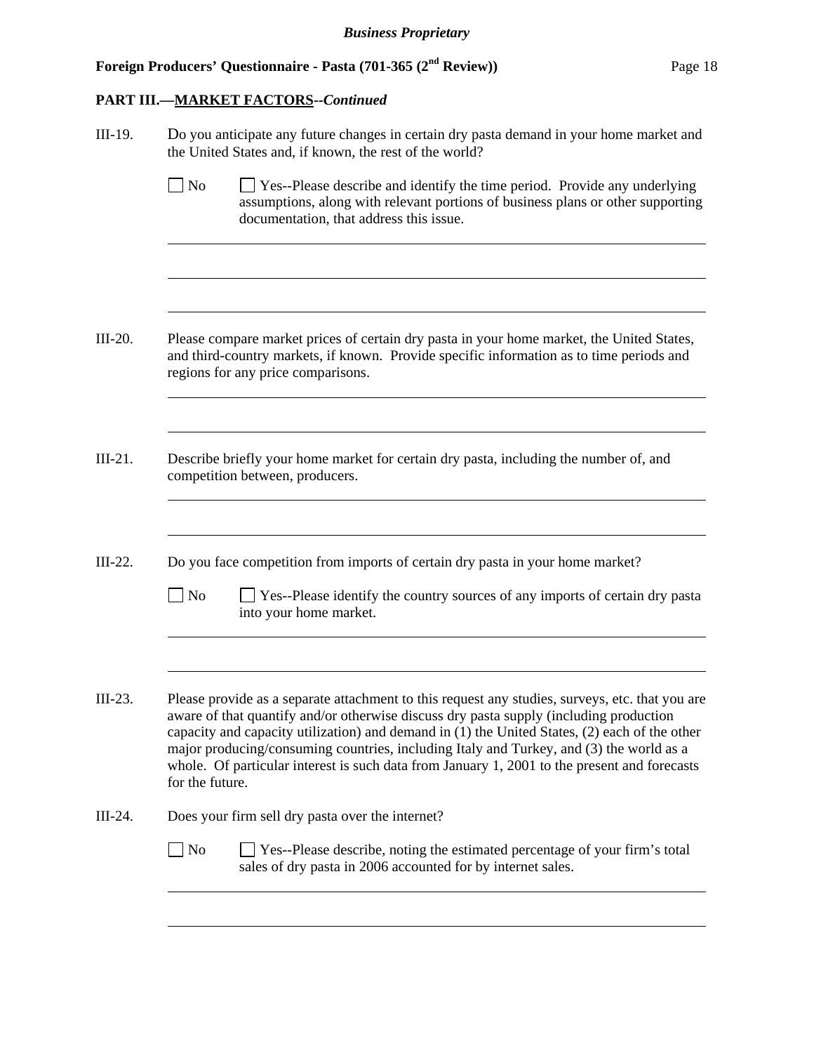## PART III.—MARKET FACTORS--*Continued*

III-19. Do you anticipate any future changes in certain dry pasta demand in your home market and the United States and, if known, the rest of the world?

☐ No ☐ Yes--Please describe and identify the time period. Provide any underlying assumptions, along with relevant portions of business plans or other supporting documentation, that address this issue.

III-20. Please compare market prices of certain dry pasta in your home market, the United States, and third-country markets, if known. Provide specific information as to time periods and regions for any price comparisons.

III-21. Describe briefly your home market for certain dry pasta, including the number of, and competition between, producers.

III-22. Do you face competition from imports of certain dry pasta in your home market?

☐ No ☐ Yes--Please identify the country sources of any imports of certain dry pasta into your home market.

III-23. Please provide as a separate attachment to this request any studies, surveys, etc. that you are aware of that quantify and/or otherwise discuss dry pasta supply (including production capacity and capacity utilization) and demand in (1) the United States, (2) each of the other major producing/consuming countries, including Italy and Turkey, and (3) the world as a whole. Of particular interest is such data from January 1, 2001 to the present and forecasts for the future.

III-24. Does your firm sell dry pasta over the internet?

☐ No ☐ Yes--Please describe, noting the estimated percentage of your firm's total sales of dry pasta in 2006 accounted for by internet sales.